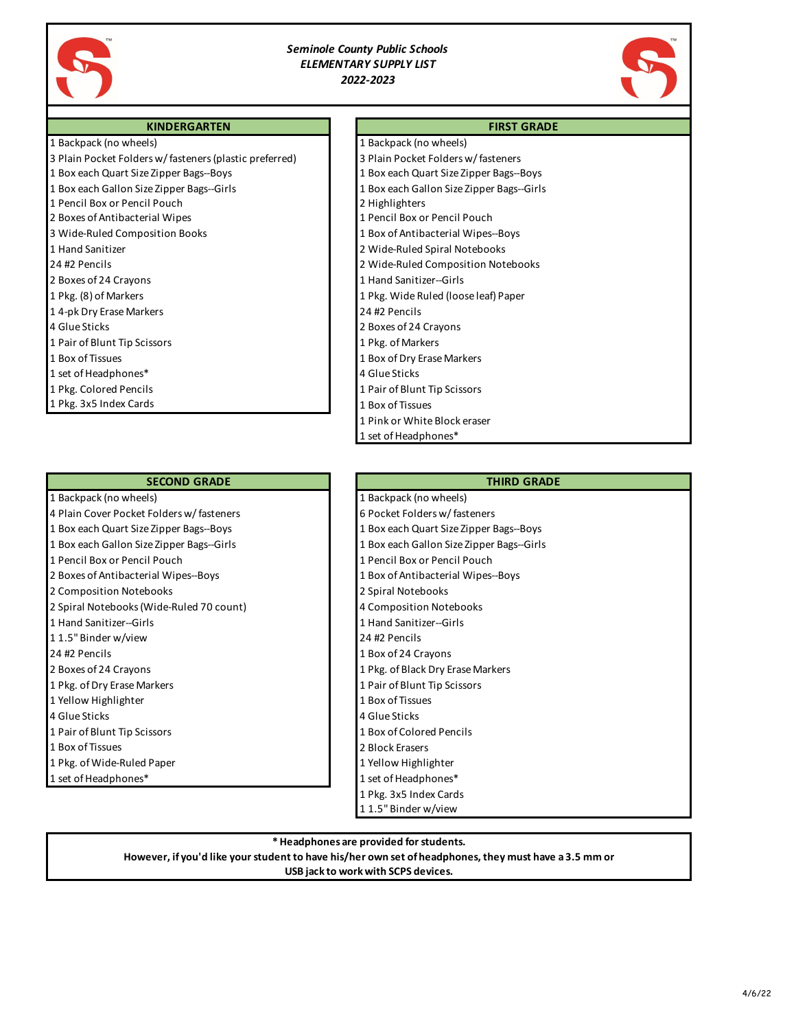*Seminole County Public Schools*
*ELEMENTARY SUPPLY LIST*
*2022-2023*

## KINDERGARTEN

1 Backpack (no wheels)
3 Plain Pocket Folders w/ fasteners (plastic preferred)
1 Box each Quart Size Zipper Bags--Boys
1 Box each Gallon Size Zipper Bags--Girls
1 Pencil Box or Pencil Pouch
2 Boxes of Antibacterial Wipes
3 Wide-Ruled Composition Books
1 Hand Sanitizer
24 #2 Pencils
2 Boxes of 24 Crayons
1 Pkg. (8) of Markers
1 4-pk Dry Erase Markers
4 Glue Sticks
1 Pair of Blunt Tip Scissors
1 Box of Tissues
1 set of Headphones*
1 Pkg. Colored Pencils
1 Pkg. 3x5 Index Cards

## FIRST GRADE

1 Backpack (no wheels)
3 Plain Pocket Folders w/ fasteners
1 Box each Quart Size Zipper Bags--Boys
1 Box each Gallon Size Zipper Bags--Girls
2 Highlighters
1 Pencil Box or Pencil Pouch
1 Box of Antibacterial Wipes--Boys
2 Wide-Ruled Spiral Notebooks
2 Wide-Ruled Composition Notebooks
1 Hand Sanitizer--Girls
1 Pkg. Wide Ruled (loose leaf) Paper
24 #2 Pencils
2 Boxes of 24 Crayons
1 Pkg. of Markers
1 Box of Dry Erase Markers
4 Glue Sticks
1 Pair of Blunt Tip Scissors
1 Box of Tissues
1 Pink or White Block eraser
1 set of Headphones*

## SECOND GRADE

1 Backpack (no wheels)
4 Plain Cover Pocket Folders w/ fasteners
1 Box each Quart Size Zipper Bags--Boys
1 Box each Gallon Size Zipper Bags--Girls
1 Pencil Box or Pencil Pouch
2 Boxes of Antibacterial Wipes--Boys
2 Composition Notebooks
2 Spiral Notebooks (Wide-Ruled 70 count)
1 Hand Sanitizer--Girls
1 1.5" Binder w/view
24 #2 Pencils
2 Boxes of 24 Crayons
1 Pkg. of Dry Erase Markers
1 Yellow Highlighter
4 Glue Sticks
1 Pair of Blunt Tip Scissors
1 Box of Tissues
1 Pkg. of Wide-Ruled Paper
1 set of Headphones*

## THIRD GRADE

1 Backpack (no wheels)
6 Pocket Folders w/ fasteners
1 Box each Quart Size Zipper Bags--Boys
1 Box each Gallon Size Zipper Bags--Girls
1 Pencil Box or Pencil Pouch
1 Box of Antibacterial Wipes--Boys
2 Spiral Notebooks
4 Composition Notebooks
1 Hand Sanitizer--Girls
24 #2 Pencils
1 Box of 24 Crayons
1 Pkg. of Black Dry Erase Markers
1 Pair of Blunt Tip Scissors
1 Box of Tissues
4 Glue Sticks
1 Box of Colored Pencils
2 Block Erasers
1 Yellow Highlighter
1 set of Headphones*
1 Pkg. 3x5 Index Cards
1 1.5" Binder w/view

**\* Headphones are provided for students.**
**However, if you'd like your student to have his/her own set of headphones, they must have a 3.5 mm or USB jack to work with SCPS devices.**

4/6/22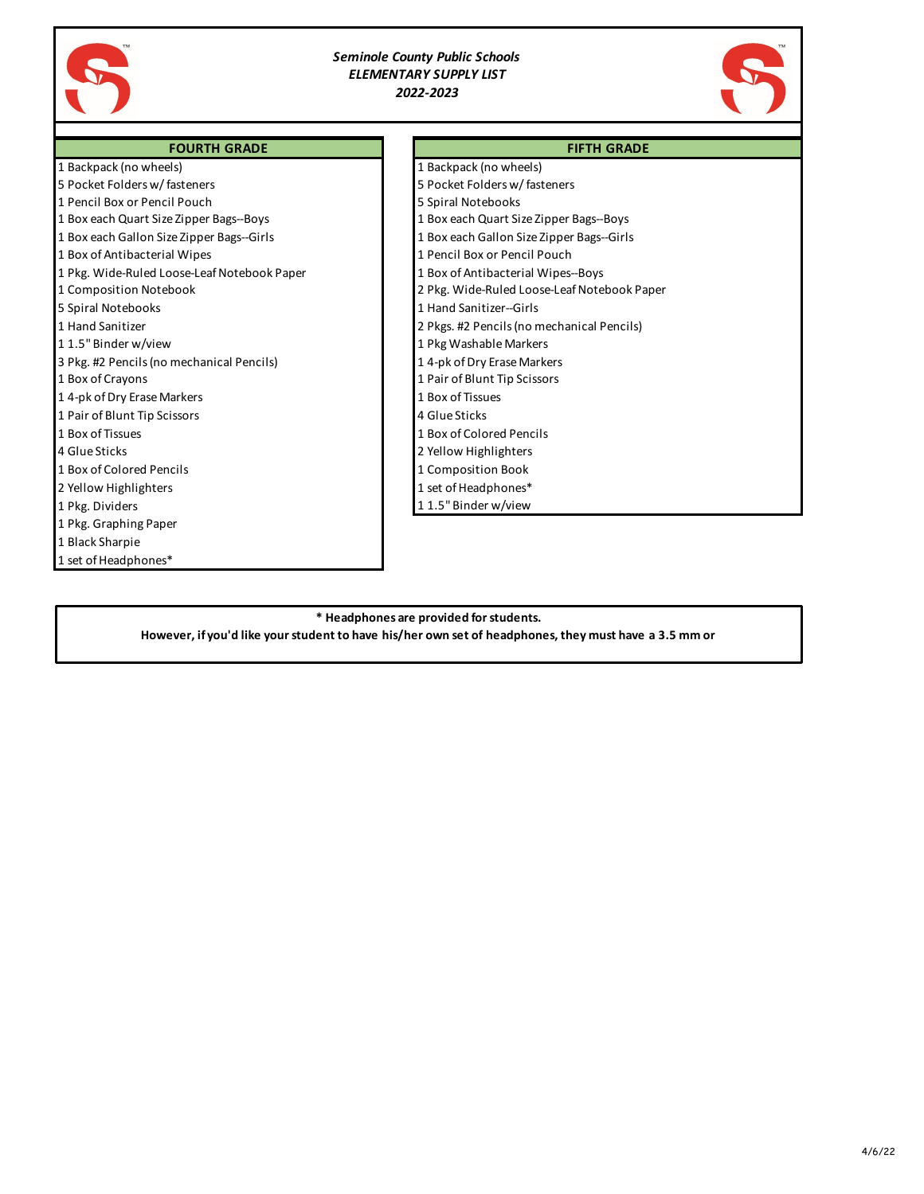*Seminole County Public Schools*
*ELEMENTARY SUPPLY LIST*
*2022-2023*

| FOURTH GRADE | FIFTH GRADE |
|---|---|
| 1 Backpack (no wheels) | 1 Backpack (no wheels) |
| 5 Pocket Folders w/ fasteners | 5 Pocket Folders w/ fasteners |
| 1 Pencil Box or Pencil Pouch | 5 Spiral Notebooks |
| 1 Box each Quart Size Zipper Bags--Boys | 1 Box each Quart Size Zipper Bags--Boys |
| 1 Box each Gallon Size Zipper Bags--Girls | 1 Box each Gallon Size Zipper Bags--Girls |
| 1 Box of Antibacterial Wipes | 1 Pencil Box or Pencil Pouch |
| 1 Pkg. Wide-Ruled Loose-Leaf Notebook Paper | 1 Box of Antibacterial Wipes--Boys |
| 1 Composition Notebook | 2 Pkg. Wide-Ruled Loose-Leaf Notebook Paper |
| 5 Spiral Notebooks | 1 Hand Sanitizer--Girls |
| 1 Hand Sanitizer | 2 Pkgs. #2 Pencils (no mechanical Pencils) |
| 1 1.5" Binder w/view | 1 Pkg Washable Markers |
| 3 Pkg. #2 Pencils (no mechanical Pencils) | 1 4-pk of Dry Erase Markers |
| 1 Box of Crayons | 1 Pair of Blunt Tip Scissors |
| 1 4-pk of Dry Erase Markers | 1 Box of Tissues |
| 1 Pair of Blunt Tip Scissors | 4 Glue Sticks |
| 1 Box of Tissues | 1 Box of Colored Pencils |
| 4 Glue Sticks | 2 Yellow Highlighters |
| 1 Box of Colored Pencils | 1 Composition Book |
| 2 Yellow Highlighters | 1 set of Headphones* |
| 1 Pkg. Dividers | 1 1.5" Binder w/view |
| 1 Pkg. Graphing Paper | |
| 1 Black Sharpie | |
| 1 set of Headphones* | |

**\* Headphones are provided for students.**
**However, if you'd like your student to have his/her own set of headphones, they must have a 3.5 mm or**